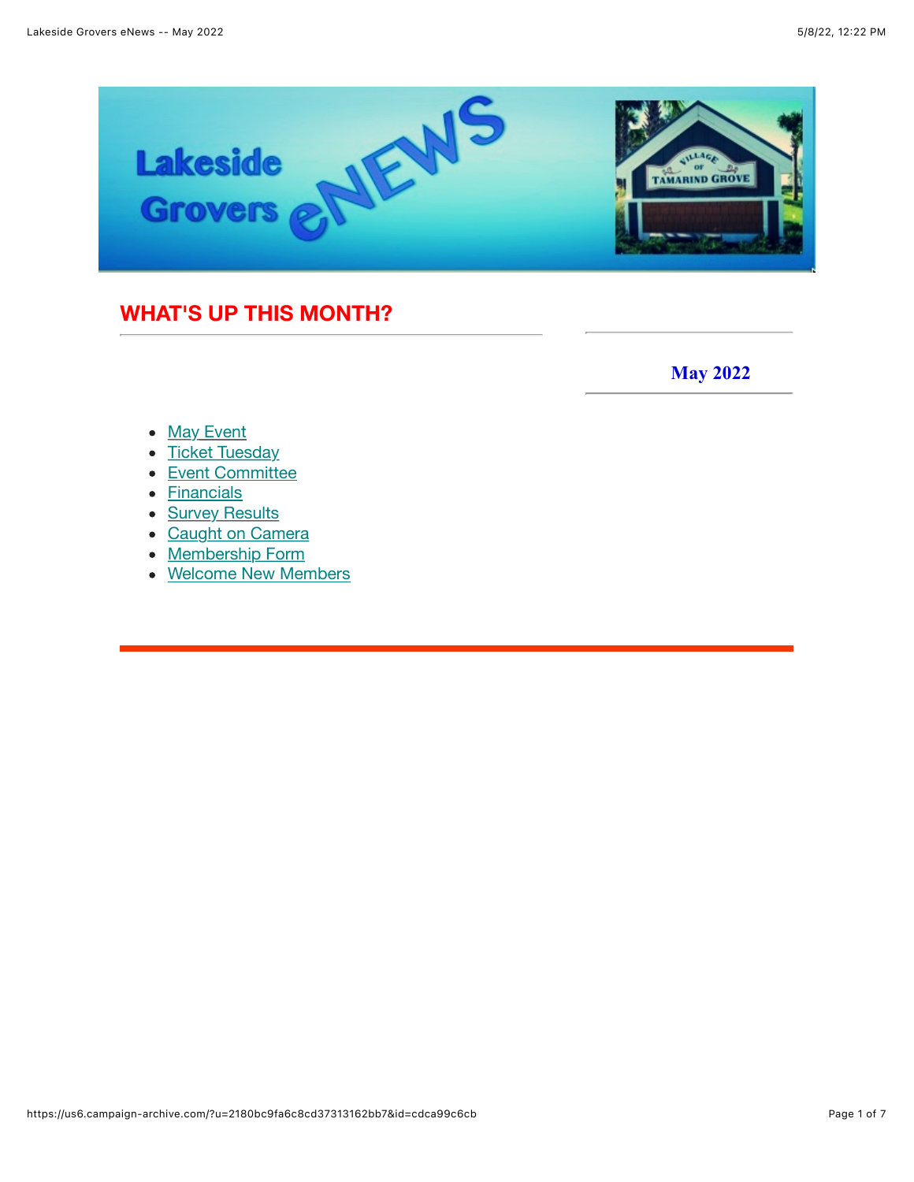# WHAT'S UP THIS MONTH?

**May 2022**

- May Event
- Ticket Tuesday
- Event Committee
- Financials
- Survey Results
- Caught on Camera
- Membership Form
- Welcome New Members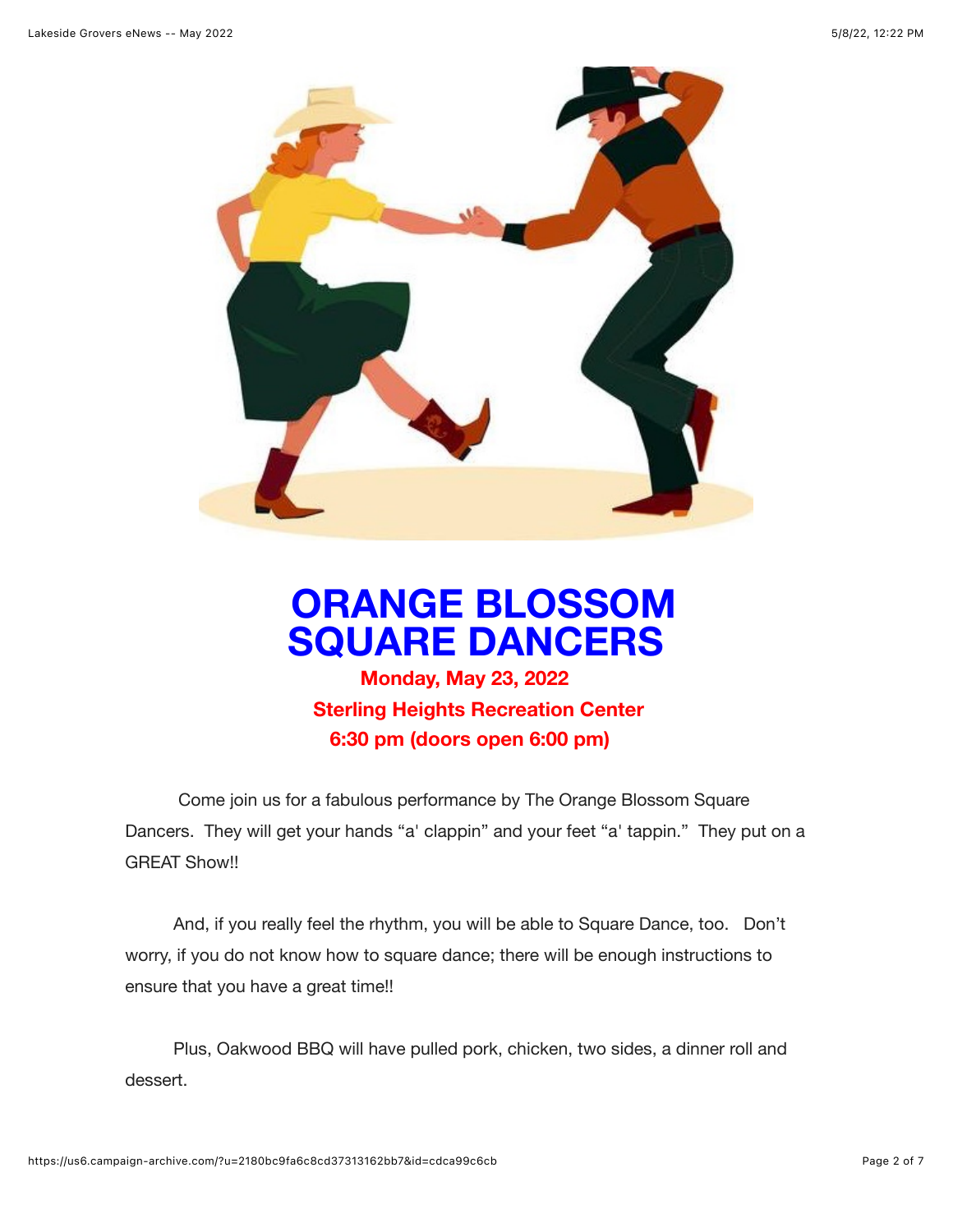# ORANGE BLOSSOM SQUARE DANCERS

**Monday, May 23, 2022**

**Sterling Heights Recreation Center**

**6:30 pm (doors open 6:00 pm)**

Come join us for a fabulous performance by The Orange Blossom Square Dancers. They will get your hands "a' clappin" and your feet "a' tappin." They put on a GREAT Show!!

And, if you really feel the rhythm, you will be able to Square Dance, too. Don't worry, if you do not know how to square dance; there will be enough instructions to ensure that you have a great time!!

Plus, Oakwood BBQ will have pulled pork, chicken, two sides, a dinner roll and dessert.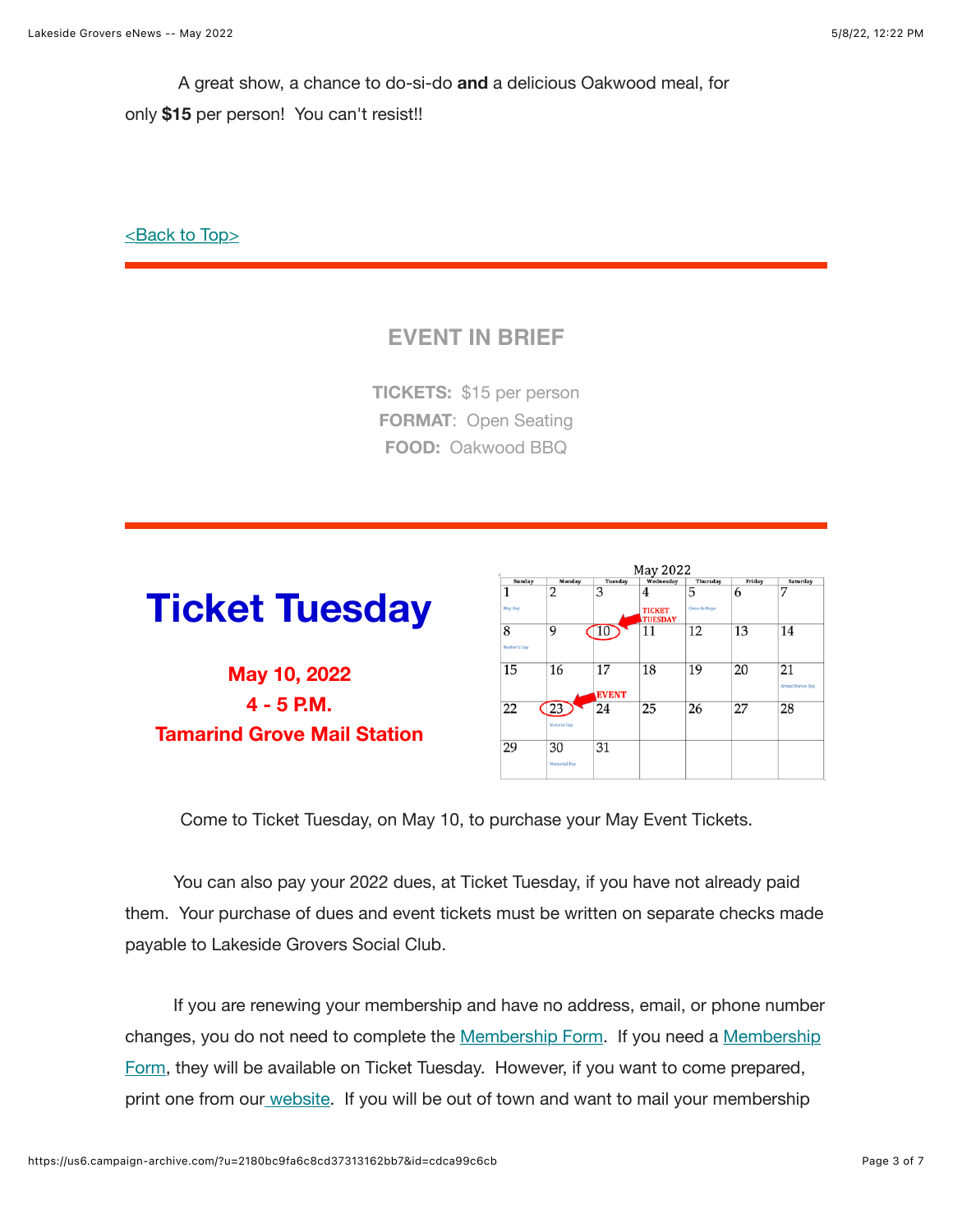A great show, a chance to do-si-do **and** a delicious Oakwood meal, for only **$15** per person! You can't resist!!

<Back to Top>

---

## EVENT IN BRIEF

**TICKETS:** $15 per person
**FORMAT**: Open Seating
**FOOD:** Oakwood BBQ

---

# Ticket Tuesday

**May 10, 2022**
**4 - 5 P.M.**
**Tamarind Grove Mail Station**

May 2022

| Sunday | Monday | Tuesday | Wednesday | Thursday | Friday | Saturday |
|---|---|---|---|---|---|---|
| 1 May Day | 2 | 3 | 4 TICKET TUESDAY | 5 Cinco de Mayo | 6 | 7 |
| 8 Mother's Day | 9 | 10 | 11 | 12 | 13 | 14 |
| 15 | 16 | 17 EVENT | 18 | 19 | 20 | 21 Armed Forces Day |
| 22 | 23 Victoria Day | 24 | 25 | 26 | 27 | 28 |
| 29 | 30 Memorial Day | 31 | | | | |

Come to Ticket Tuesday, on May 10, to purchase your May Event Tickets.

You can also pay your 2022 dues, at Ticket Tuesday, if you have not already paid them. Your purchase of dues and event tickets must be written on separate checks made payable to Lakeside Grovers Social Club.

If you are renewing your membership and have no address, email, or phone number changes, you do not need to complete the Membership Form. If you need a Membership Form, they will be available on Ticket Tuesday. However, if you want to come prepared, print one from our website. If you will be out of town and want to mail your membership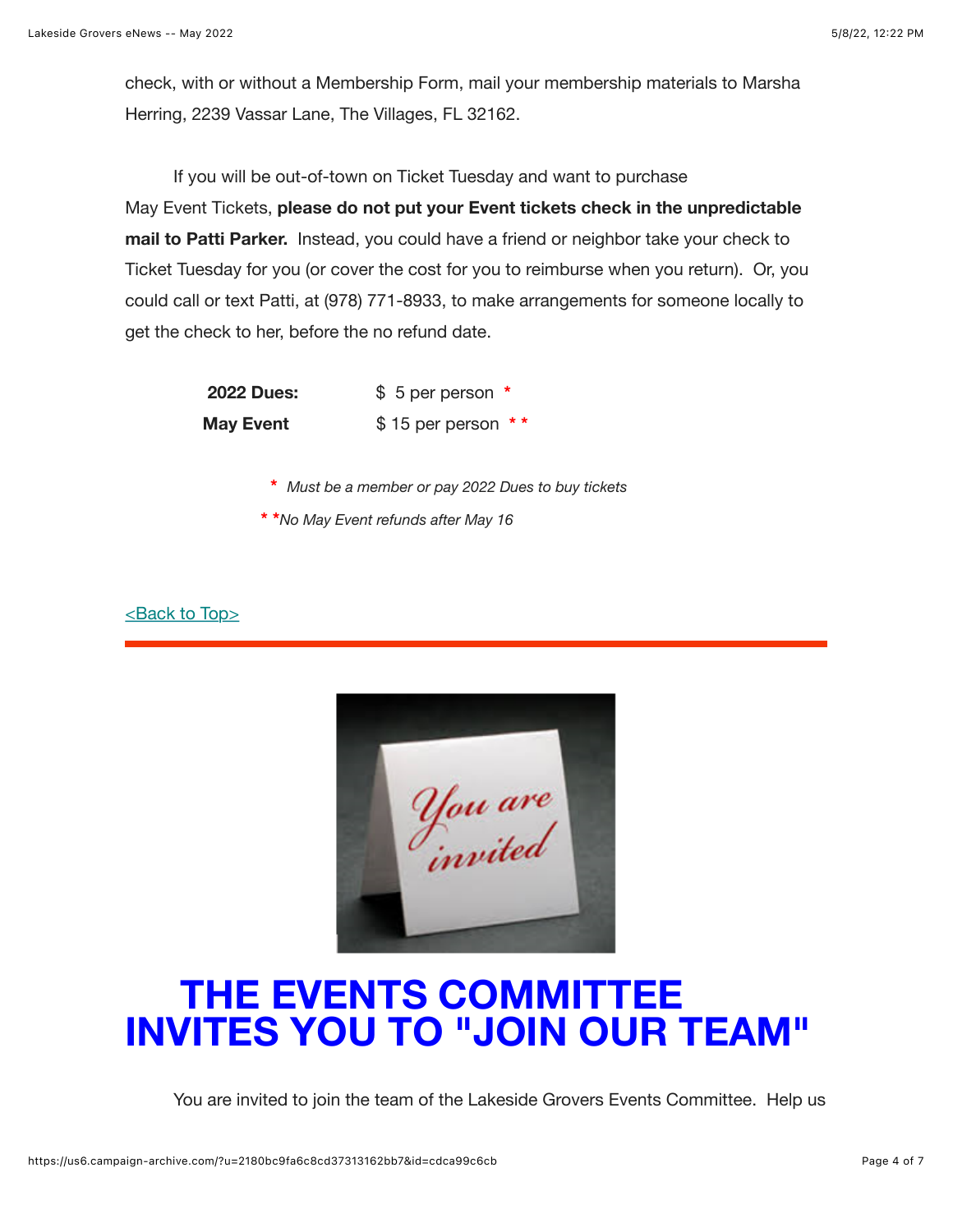check, with or without a Membership Form, mail your membership materials to Marsha Herring, 2239 Vassar Lane, The Villages, FL 32162.

If you will be out-of-town on Ticket Tuesday and want to purchase May Event Tickets, **please do not put your Event tickets check in the unpredictable mail to Patti Parker.** Instead, you could have a friend or neighbor take your check to Ticket Tuesday for you (or cover the cost for you to reimburse when you return). Or, you could call or text Patti, at (978) 771-8933, to make arrangements for someone locally to get the check to her, before the no refund date.

| | |
|---|---|
| **2022 Dues:** | $ 5 per person * |
| **May Event** | $ 15 per person * * |

*\* Must be a member or pay 2022 Dues to buy tickets*

*\* \*No May Event refunds after May 16*

<Back to Top>

---

# THE EVENTS COMMITTEE INVITES YOU TO "JOIN OUR TEAM"

You are invited to join the team of the Lakeside Grovers Events Committee. Help us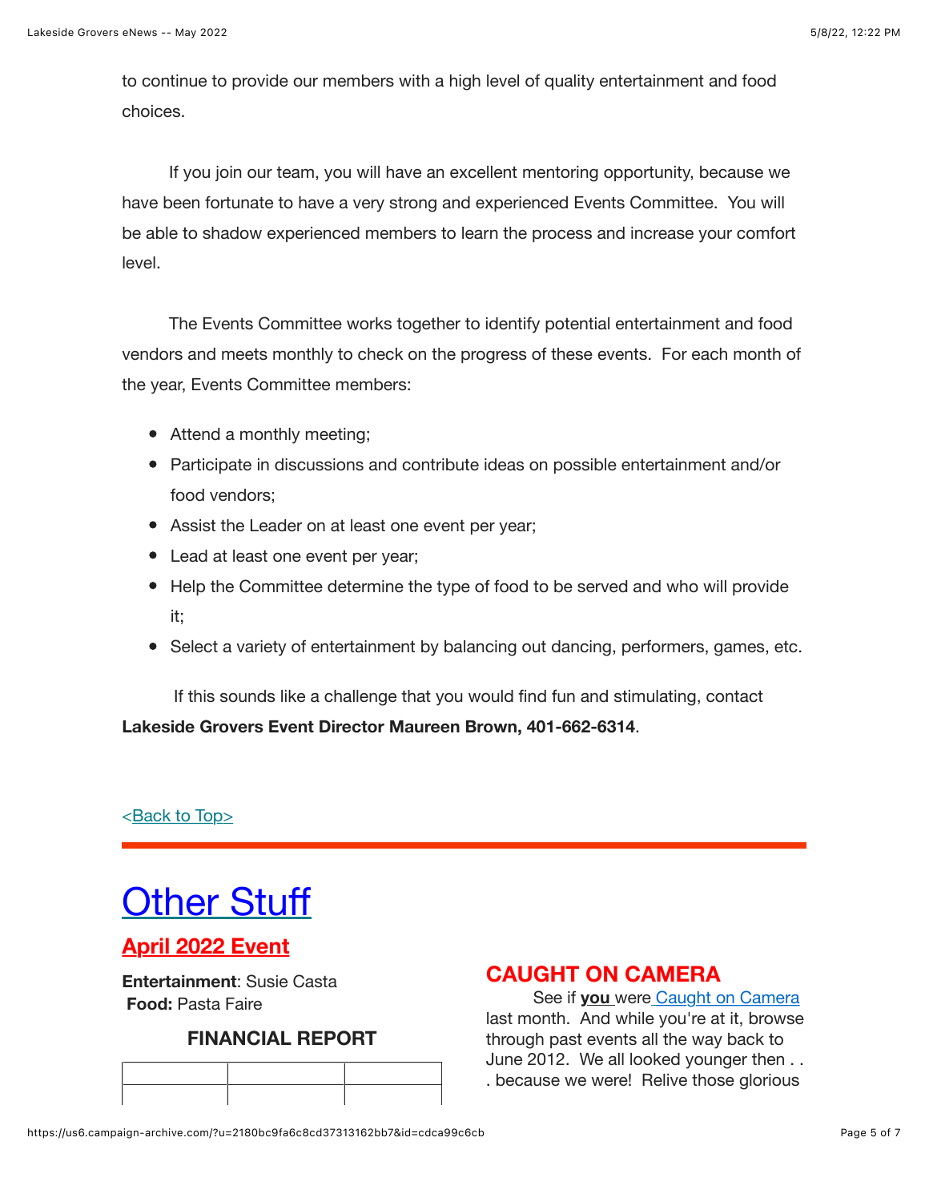to continue to provide our members with a high level of quality entertainment and food choices.

If you join our team, you will have an excellent mentoring opportunity, because we have been fortunate to have a very strong and experienced Events Committee. You will be able to shadow experienced members to learn the process and increase your comfort level.

The Events Committee works together to identify potential entertainment and food vendors and meets monthly to check on the progress of these events. For each month of the year, Events Committee members:

- Attend a monthly meeting;
- Participate in discussions and contribute ideas on possible entertainment and/or food vendors;
- Assist the Leader on at least one event per year;
- Lead at least one event per year;
- Help the Committee determine the type of food to be served and who will provide it;
- Select a variety of entertainment by balancing out dancing, performers, games, etc.

If this sounds like a challenge that you would find fun and stimulating, contact **Lakeside Grovers Event Director Maureen Brown, 401-662-6314**.

<Back to Top>

# Other Stuff

## April 2022 Event

**Entertainment**: Susie Casta
**Food:** Pasta Faire

### FINANCIAL REPORT

| | | |
|---|---|---|
| | | |

## CAUGHT ON CAMERA

See if **you** were Caught on Camera last month. And while you're at it, browse through past events all the way back to June 2012. We all looked younger then . . . because we were! Relive those glorious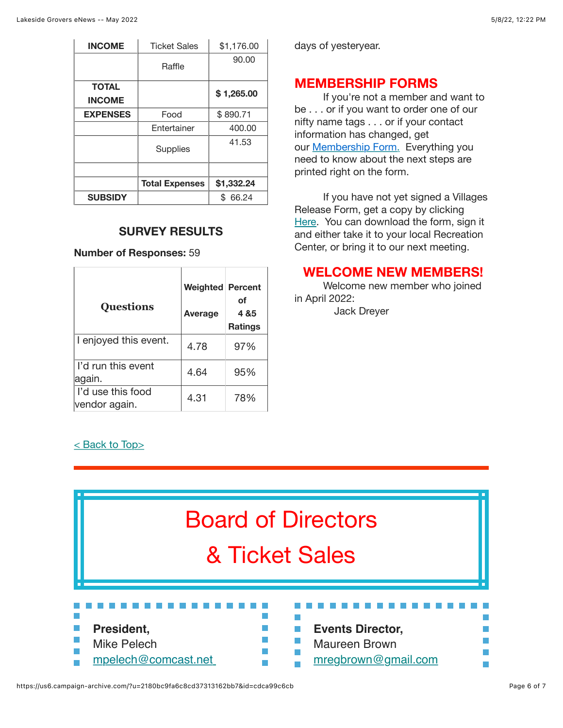| INCOME | Ticket Sales | $1,176.00 |
|---|---|---|
| | Raffle | 90.00 |
| **TOTAL INCOME** | | **$ 1,265.00** |
| **EXPENSES** | Food | $ 890.71 |
| | Entertainer | 400.00 |
| | Supplies | 41.53 |
| | | |
| | **Total Expenses** | **$1,332.24** |
| **SUBSIDY** | | $ 66.24 |

### SURVEY RESULTS

**Number of Responses:** 59

| Questions | Weighted Average | Percent of 4 &5 Ratings |
|---|---|---|
| I enjoyed this event. | 4.78 | 97% |
| I'd run this event again. | 4.64 | 95% |
| I'd use this food vendor again. | 4.31 | 78% |

days of yesteryear.

## MEMBERSHIP FORMS

If you're not a member and want to be . . . or if you want to order one of our nifty name tags . . . or if your contact information has changed, get our [Membership Form.](#) Everything you need to know about the next steps are printed right on the form.

If you have not yet signed a Villages Release Form, get a copy by clicking [Here](#). You can download the form, sign it and either take it to your local Recreation Center, or bring it to our next meeting.

## WELCOME NEW MEMBERS!

Welcome new member who joined in April 2022:

Jack Dreyer

[< Back to Top>](#)

---

# Board of Directors & Ticket Sales

**President,**
Mike Pelech
[mpelech@comcast.net](mailto:mpelech@comcast.net)

**Events Director,**
Maureen Brown
[mregbrown@gmail.com](mailto:mregbrown@gmail.com)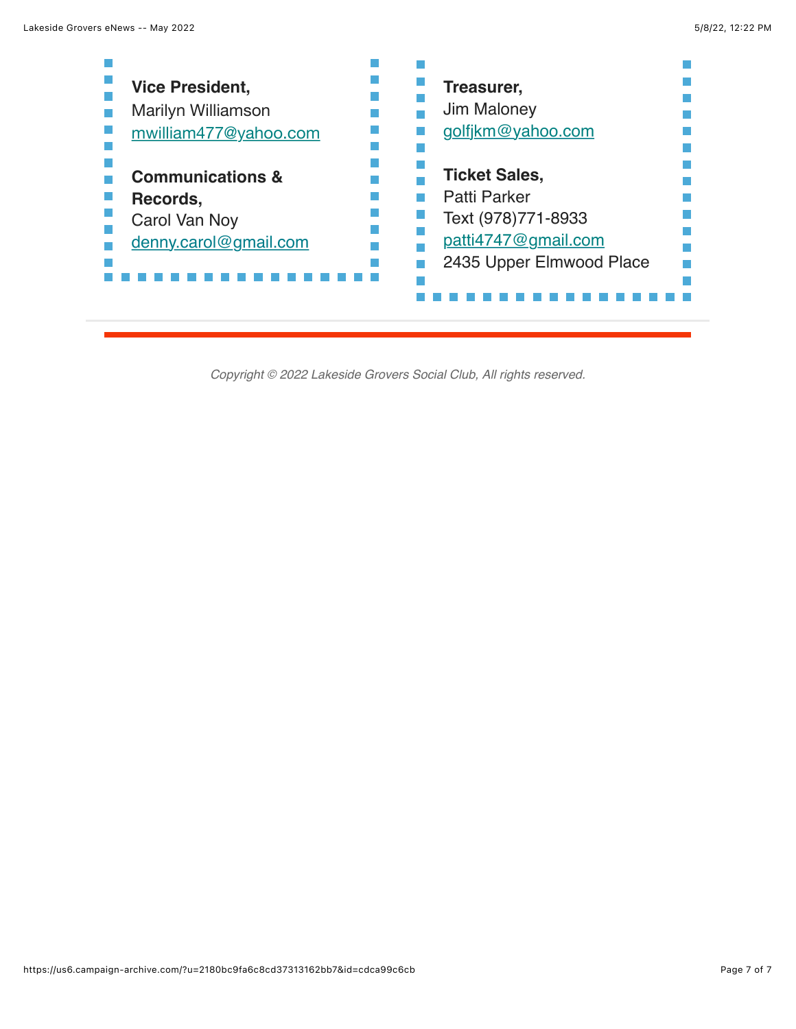**Vice President,**
Marilyn Williamson
mwilliam477@yahoo.com

**Communications & Records,**
Carol Van Noy
denny.carol@gmail.com

**Treasurer,**
Jim Maloney
golfjkm@yahoo.com

**Ticket Sales,**
Patti Parker
Text (978)771-8933
patti4747@gmail.com
2435 Upper Elmwood Place

---

*Copyright © 2022 Lakeside Grovers Social Club, All rights reserved.*